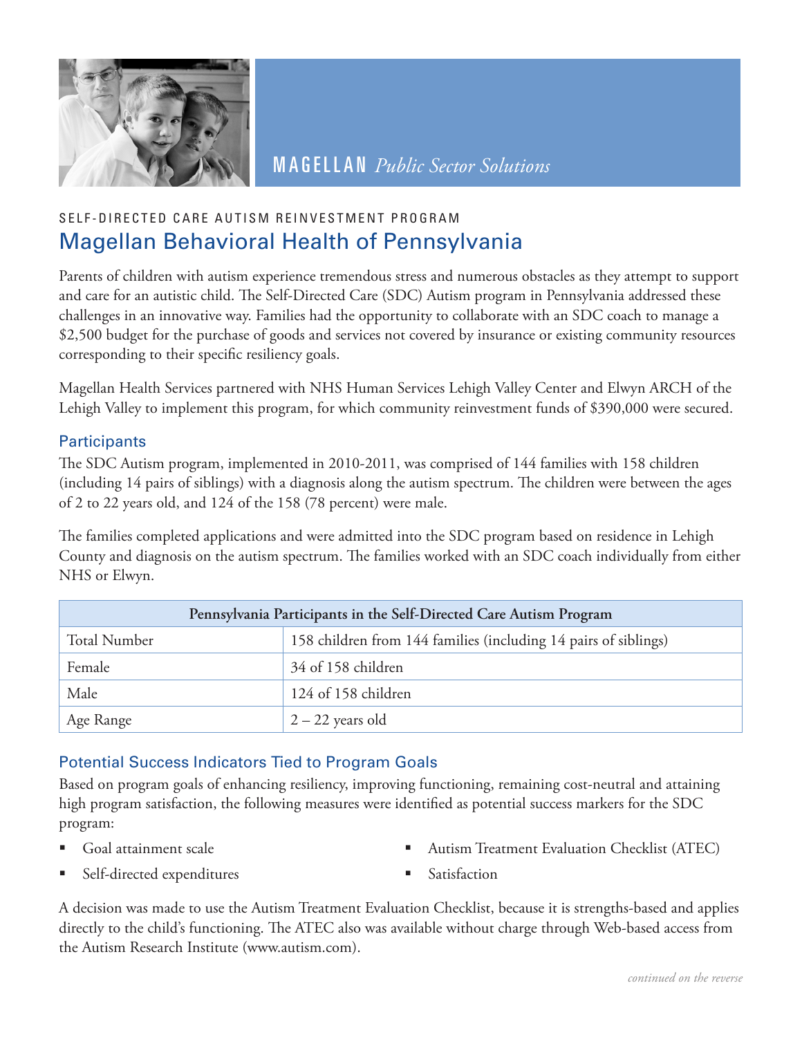MAGELLAN *Public Sector Solutions*

SELF-DIRECTED CARE AUTISM REINVESTMENT PROGRAM

# Magellan Behavioral Health of Pennsylvania

Parents of children with autism experience tremendous stress and numerous obstacles as they attempt to support and care for an autistic child. The Self-Directed Care (SDC) Autism program in Pennsylvania addressed these challenges in an innovative way. Families had the opportunity to collaborate with an SDC coach to manage a $2,500 budget for the purchase of goods and services not covered by insurance or existing community resources corresponding to their specific resiliency goals.

Magellan Health Services partnered with NHS Human Services Lehigh Valley Center and Elwyn ARCH of the Lehigh Valley to implement this program, for which community reinvestment funds of $390,000 were secured.

## Participants

The SDC Autism program, implemented in 2010-2011, was comprised of 144 families with 158 children (including 14 pairs of siblings) with a diagnosis along the autism spectrum. The children were between the ages of 2 to 22 years old, and 124 of the 158 (78 percent) were male.

The families completed applications and were admitted into the SDC program based on residence in Lehigh County and diagnosis on the autism spectrum. The families worked with an SDC coach individually from either NHS or Elwyn.

| Pennsylvania Participants in the Self-Directed Care Autism Program | |
|---|---|
| Total Number | 158 children from 144 families (including 14 pairs of siblings) |
| Female | 34 of 158 children |
| Male | 124 of 158 children |
| Age Range | 2 – 22 years old |

## Potential Success Indicators Tied to Program Goals

Based on program goals of enhancing resiliency, improving functioning, remaining cost-neutral and attaining high program satisfaction, the following measures were identified as potential success markers for the SDC program:

- Goal attainment scale
- Self-directed expenditures
- Autism Treatment Evaluation Checklist (ATEC)
- Satisfaction

A decision was made to use the Autism Treatment Evaluation Checklist, because it is strengths-based and applies directly to the child's functioning. The ATEC also was available without charge through Web-based access from the Autism Research Institute (www.autism.com).

*continued on the reverse*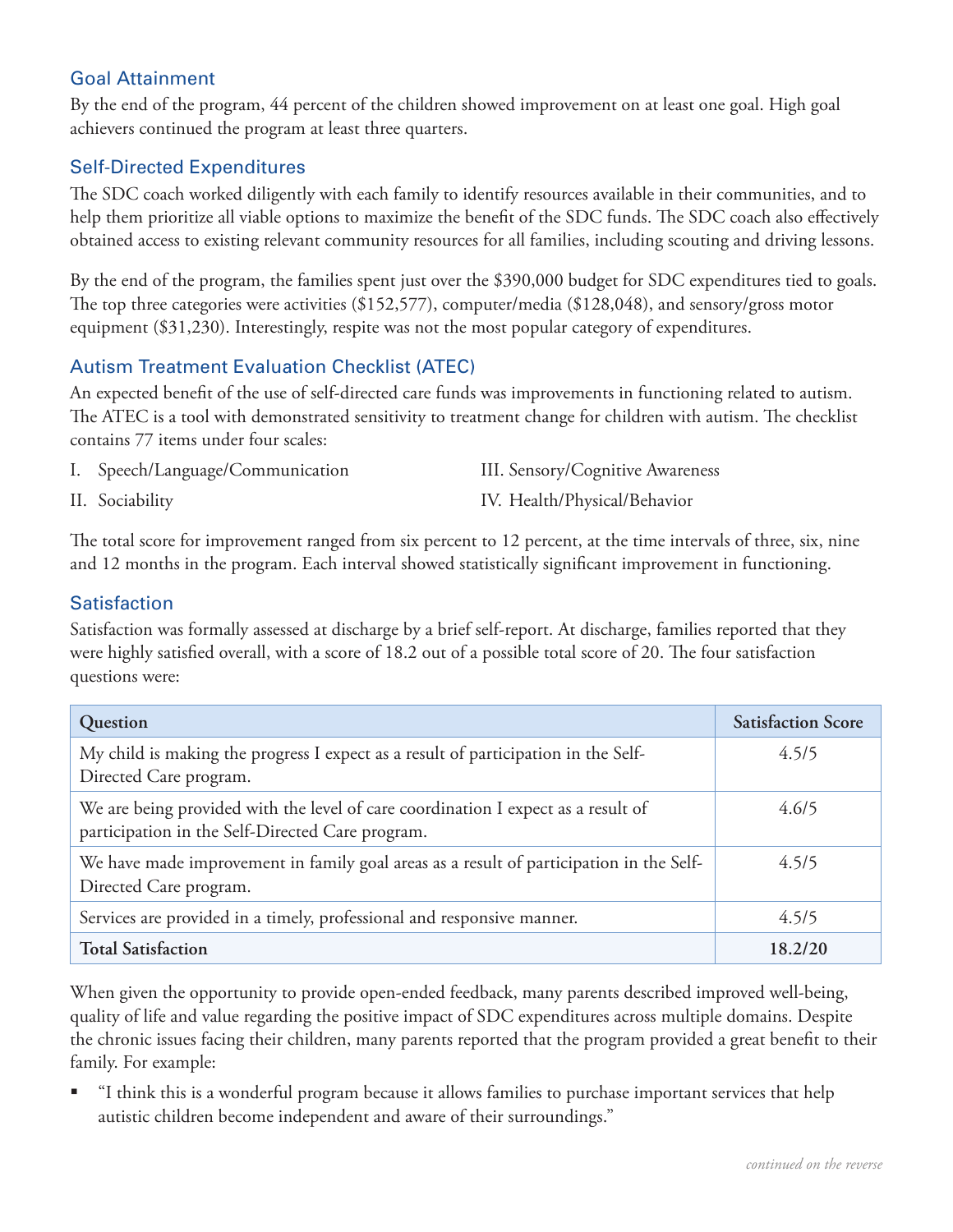## Goal Attainment

By the end of the program, 44 percent of the children showed improvement on at least one goal. High goal achievers continued the program at least three quarters.

## Self-Directed Expenditures

The SDC coach worked diligently with each family to identify resources available in their communities, and to help them prioritize all viable options to maximize the benefit of the SDC funds. The SDC coach also effectively obtained access to existing relevant community resources for all families, including scouting and driving lessons.

By the end of the program, the families spent just over the $390,000 budget for SDC expenditures tied to goals. The top three categories were activities ($152,577), computer/media ($128,048), and sensory/gross motor equipment ($31,230). Interestingly, respite was not the most popular category of expenditures.

## Autism Treatment Evaluation Checklist (ATEC)

An expected benefit of the use of self-directed care funds was improvements in functioning related to autism. The ATEC is a tool with demonstrated sensitivity to treatment change for children with autism. The checklist contains 77 items under four scales:

I. Speech/Language/Communication

II. Sociability

III. Sensory/Cognitive Awareness

IV. Health/Physical/Behavior

The total score for improvement ranged from six percent to 12 percent, at the time intervals of three, six, nine and 12 months in the program. Each interval showed statistically significant improvement in functioning.

## Satisfaction

Satisfaction was formally assessed at discharge by a brief self-report. At discharge, families reported that they were highly satisfied overall, with a score of 18.2 out of a possible total score of 20. The four satisfaction questions were:

| Question | Satisfaction Score |
|---|---|
| My child is making the progress I expect as a result of participation in the Self-Directed Care program. | 4.5/5 |
| We are being provided with the level of care coordination I expect as a result of participation in the Self-Directed Care program. | 4.6/5 |
| We have made improvement in family goal areas as a result of participation in the Self-Directed Care program. | 4.5/5 |
| Services are provided in a timely, professional and responsive manner. | 4.5/5 |
| **Total Satisfaction** | **18.2/20** |

When given the opportunity to provide open-ended feedback, many parents described improved well-being, quality of life and value regarding the positive impact of SDC expenditures across multiple domains. Despite the chronic issues facing their children, many parents reported that the program provided a great benefit to their family. For example:

- "I think this is a wonderful program because it allows families to purchase important services that help autistic children become independent and aware of their surroundings."

*continued on the reverse*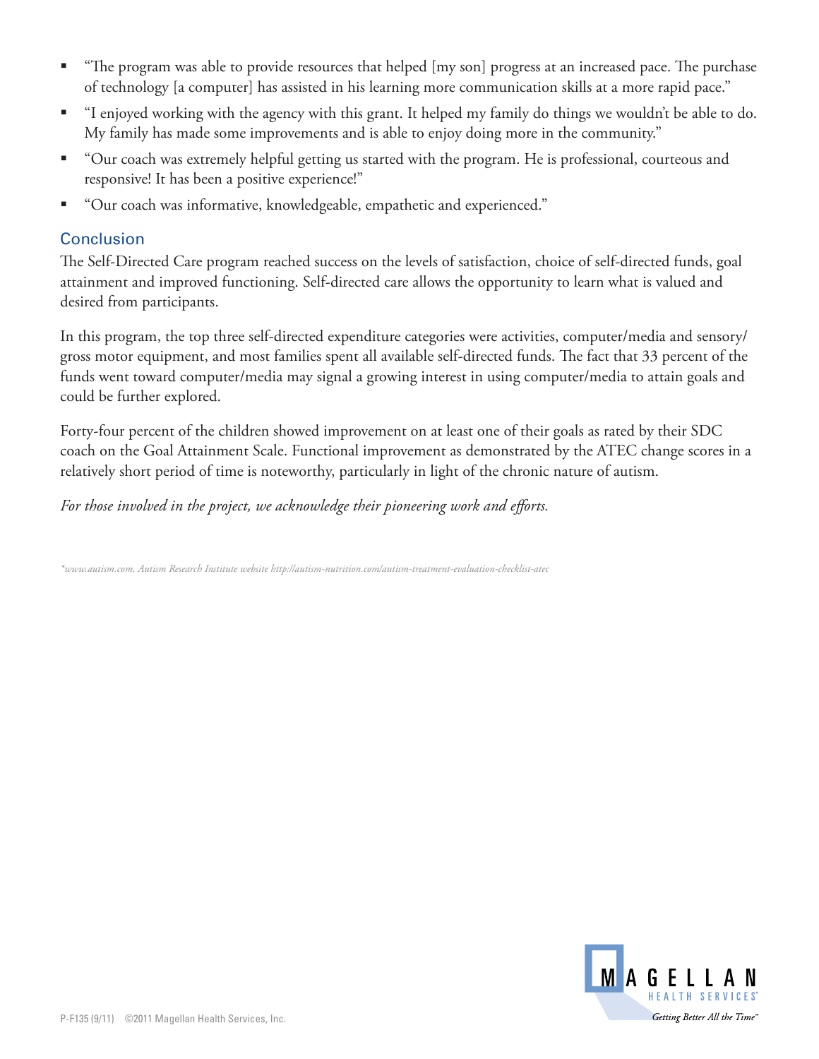- "The program was able to provide resources that helped [my son] progress at an increased pace. The purchase of technology [a computer] has assisted in his learning more communication skills at a more rapid pace."
- "I enjoyed working with the agency with this grant. It helped my family do things we wouldn't be able to do. My family has made some improvements and is able to enjoy doing more in the community."
- "Our coach was extremely helpful getting us started with the program. He is professional, courteous and responsive! It has been a positive experience!"
- "Our coach was informative, knowledgeable, empathetic and experienced."

## Conclusion

The Self-Directed Care program reached success on the levels of satisfaction, choice of self-directed funds, goal attainment and improved functioning. Self-directed care allows the opportunity to learn what is valued and desired from participants.

In this program, the top three self-directed expenditure categories were activities, computer/media and sensory/gross motor equipment, and most families spent all available self-directed funds. The fact that 33 percent of the funds went toward computer/media may signal a growing interest in using computer/media to attain goals and could be further explored.

Forty-four percent of the children showed improvement on at least one of their goals as rated by their SDC coach on the Goal Attainment Scale. Functional improvement as demonstrated by the ATEC change scores in a relatively short period of time is noteworthy, particularly in light of the chronic nature of autism.

*For those involved in the project, we acknowledge their pioneering work and efforts.*

*\*www.autism.com, Autism Research Institute website http://autism-nutrition.com/autism-treatment-evaluation-checklist-atec*

P-F135 (9/11) ©2011 Magellan Health Services, Inc.

MAGELLAN HEALTH SERVICES®

*Getting Better All the Time℠*